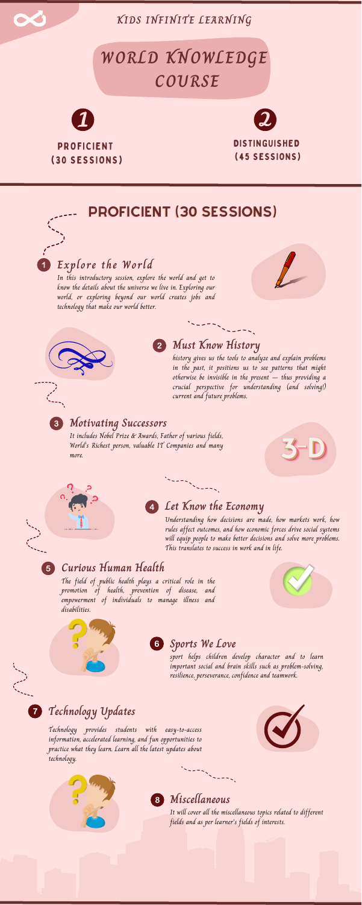KIDS INFINITE LEARNING

# WORLD KNOWLEDGE COURSE

1 **PROFICIENT (30 SESSIONS)**

2 **DISTINGUISHED (45 SESSIONS)**

## PROFICIENT (30 SESSIONS)

### 1 Explore the World

In this introductory session, explore the world and get to know the details about the universe we live in. Exploring our world, or exploring beyond our world creates jobs and technology that make our world better.

### 2 Must Know History

history gives us the tools to analyze and explain problems in the past, it positions us to see patterns that might otherwise be invisible in the present — thus providing a crucial perspective for understanding (and solving!) current and future problems.

### 3 Motivating Successors

It includes Nobel Prize & Awards, Father of various fields, World's Richest person, valuable IT Companies and many more.

### 4 Let Know the Economy

Understanding how decisions are made, how markets work, how rules affect outcomes, and how economic forces drive social systems will equip people to make better decisions and solve more problems. This translates to success in work and in life.

### 5 Curious Human Health

The field of public health plays a critical role in the promotion of health, prevention of disease, and empowerment of individuals to manage illness and disabilities.

### 6 Sports We Love

sport helps children develop character and to learn important social and brain skills such as problem-solving, resilience, perseverance, confidence and teamwork.

### 7 Technology Updates

Technology provides students with easy-to-access information, accelerated learning, and fun opportunities to practice what they learn. Learn all the latest updates about technology.

### 8 Miscellaneous

It will cover all the miscellaneous topics related to different fields and as per learner's fields of interests.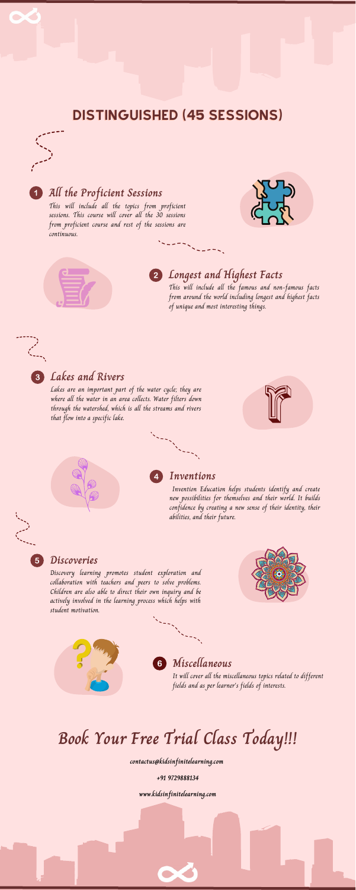# DISTINGUISHED (45 SESSIONS)

## 1 All the Proficient Sessions

This will include all the topics from proficient sessions. This course will cover all the 30 sessions from proficient course and rest of the sessions are continuous.

## 2 Longest and Highest Facts

This will include all the famous and non-famous facts from around the world including longest and highest facts of unique and most interesting things.

## 3 Lakes and Rivers

Lakes are an important part of the water cycle; they are where all the water in an area collects. Water filters down through the watershed, which is all the streams and rivers that flow into a specific lake.

## 4 Inventions

Invention Education helps students identify and create new possibilities for themselves and their world. It builds confidence by creating a new sense of their identity, their abilities, and their future.

## 5 Discoveries

Discovery learning promotes student exploration and collaboration with teachers and peers to solve problems. Children are also able to direct their own inquiry and be actively involved in the learning process which helps with student motivation.

## 6 Miscellaneous

It will cover all the miscellaneous topics related to different fields and as per learner's fields of interests.

# Book Your Free Trial Class Today!!!

contactus@kidsinfinitelearning.com

+91 9729888134

www.kidsinfinitelearning.com